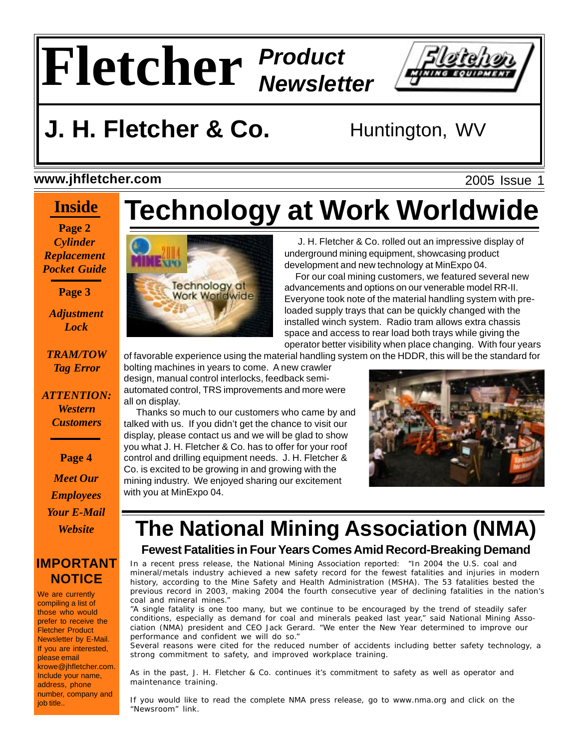# Fletcher Product Newsletter

## J. H. Fletcher & Co. Huntington, WV

**www.jhfletcher.com** 2005 Issue 1

**Inside**

**Page 2**
***Cylinder Replacement Pocket Guide***

**Page 3**
***Adjustment Lock***

***TRAM/TOW Tag Error***

***ATTENTION: Western Customers***

**Page 4**
***Meet Our Employees***
***Your E-Mail***
***Website***

**IMPORTANT NOTICE**

We are currently compiling a list of those who would prefer to receive the Fletcher Product Newsletter by E-Mail. If you are interested, please email krowe@jhfletcher.com. Include your name, address, phone number, company and job title..

# Technology at Work Worldwide

J. H. Fletcher & Co. rolled out an impressive display of underground mining equipment, showcasing product development and new technology at MinExpo 04.

For our coal mining customers, we featured several new advancements and options on our venerable model RR-II. Everyone took note of the material handling system with pre-loaded supply trays that can be quickly changed with the installed winch system. Radio tram allows extra chassis space and access to rear load both trays while giving the operator better visibility when place changing. With four years of favorable experience using the material handling system on the HDDR, this will be the standard for bolting machines in years to come. A new crawler design, manual control interlocks, feedback semi-automated control, TRS improvements and more were all on display.

Thanks so much to our customers who came by and talked with us. If you didn't get the chance to visit our display, please contact us and we will be glad to show you what J. H. Fletcher & Co. has to offer for your roof control and drilling equipment needs. J. H. Fletcher & Co. is excited to be growing in and growing with the mining industry. We enjoyed sharing our excitement with you at MinExpo 04.

# The National Mining Association (NMA)

### Fewest Fatalities in Four Years Comes Amid Record-Breaking Demand

In a recent press release, the National Mining Association reported: "In 2004 the U.S. coal and mineral/metals industry achieved a new safety record for the fewest fatalities and injuries in modern history, according to the Mine Safety and Health Administration (MSHA). The 53 fatalities bested the previous record in 2003, making 2004 the fourth consecutive year of declining fatalities in the nation's coal and mineral mines."

"A single fatality is one too many, but we continue to be encouraged by the trend of steadily safer conditions, especially as demand for coal and minerals peaked last year," said National Mining Association (NMA) president and CEO Jack Gerard. "We enter the New Year determined to improve our performance and confident we will do so."

Several reasons were cited for the reduced number of accidents including better safety technology, a strong commitment to safety, and improved workplace training.

As in the past, J. H. Fletcher & Co. continues it's commitment to safety as well as operator and maintenance training.

If you would like to read the complete NMA press release, go to www.nma.org and click on the "Newsroom" link.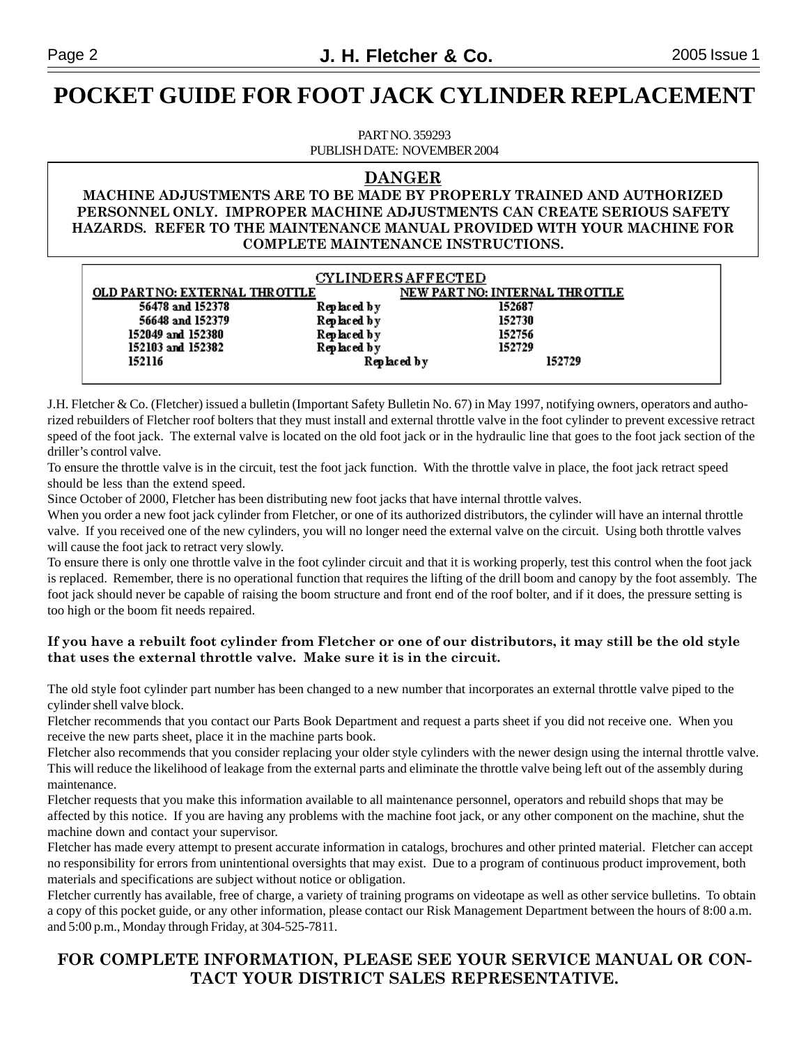# POCKET GUIDE FOR FOOT JACK CYLINDER REPLACEMENT

PART NO. 359293
PUBLISH DATE: NOVEMBER 2004

## DANGER

**MACHINE ADJUSTMENTS ARE TO BE MADE BY PROPERLY TRAINED AND AUTHORIZED PERSONNEL ONLY. IMPROPER MACHINE ADJUSTMENTS CAN CREATE SERIOUS SAFETY HAZARDS. REFER TO THE MAINTENANCE MANUAL PROVIDED WITH YOUR MACHINE FOR COMPLETE MAINTENANCE INSTRUCTIONS.**

**CYLINDERS AFFECTED**

| OLD PART NO: EXTERNAL THROTTLE | | NEW PART NO: INTERNAL THROTTLE |
|---|---|---|
| 56478 and 152378 | Replaced by | 152687 |
| 56648 and 152379 | Replaced by | 152730 |
| 152049 and 152380 | Replaced by | 152756 |
| 152103 and 152382 | Replaced by | 152729 |
| 152116 | Replaced by | 152729 |

J.H. Fletcher & Co. (Fletcher) issued a bulletin (Important Safety Bulletin No. 67) in May 1997, notifying owners, operators and authorized rebuilders of Fletcher roof bolters that they must install and external throttle valve in the foot cylinder to prevent excessive retract speed of the foot jack. The external valve is located on the old foot jack or in the hydraulic line that goes to the foot jack section of the driller's control valve.

To ensure the throttle valve is in the circuit, test the foot jack function. With the throttle valve in place, the foot jack retract speed should be less than the extend speed.

Since October of 2000, Fletcher has been distributing new foot jacks that have internal throttle valves.

When you order a new foot jack cylinder from Fletcher, or one of its authorized distributors, the cylinder will have an internal throttle valve. If you received one of the new cylinders, you will no longer need the external valve on the circuit. Using both throttle valves will cause the foot jack to retract very slowly.

To ensure there is only one throttle valve in the foot cylinder circuit and that it is working properly, test this control when the foot jack is replaced. Remember, there is no operational function that requires the lifting of the drill boom and canopy by the foot assembly. The foot jack should never be capable of raising the boom structure and front end of the roof bolter, and if it does, the pressure setting is too high or the boom fit needs repaired.

**If you have a rebuilt foot cylinder from Fletcher or one of our distributors, it may still be the old style that uses the external throttle valve. Make sure it is in the circuit.**

The old style foot cylinder part number has been changed to a new number that incorporates an external throttle valve piped to the cylinder shell valve block.

Fletcher recommends that you contact our Parts Book Department and request a parts sheet if you did not receive one. When you receive the new parts sheet, place it in the machine parts book.

Fletcher also recommends that you consider replacing your older style cylinders with the newer design using the internal throttle valve. This will reduce the likelihood of leakage from the external parts and eliminate the throttle valve being left out of the assembly during maintenance.

Fletcher requests that you make this information available to all maintenance personnel, operators and rebuild shops that may be affected by this notice. If you are having any problems with the machine foot jack, or any other component on the machine, shut the machine down and contact your supervisor.

Fletcher has made every attempt to present accurate information in catalogs, brochures and other printed material. Fletcher can accept no responsibility for errors from unintentional oversights that may exist. Due to a program of continuous product improvement, both materials and specifications are subject without notice or obligation.

Fletcher currently has available, free of charge, a variety of training programs on videotape as well as other service bulletins. To obtain a copy of this pocket guide, or any other information, please contact our Risk Management Department between the hours of 8:00 a.m. and 5:00 p.m., Monday through Friday, at 304-525-7811.

**FOR COMPLETE INFORMATION, PLEASE SEE YOUR SERVICE MANUAL OR CONTACT YOUR DISTRICT SALES REPRESENTATIVE.**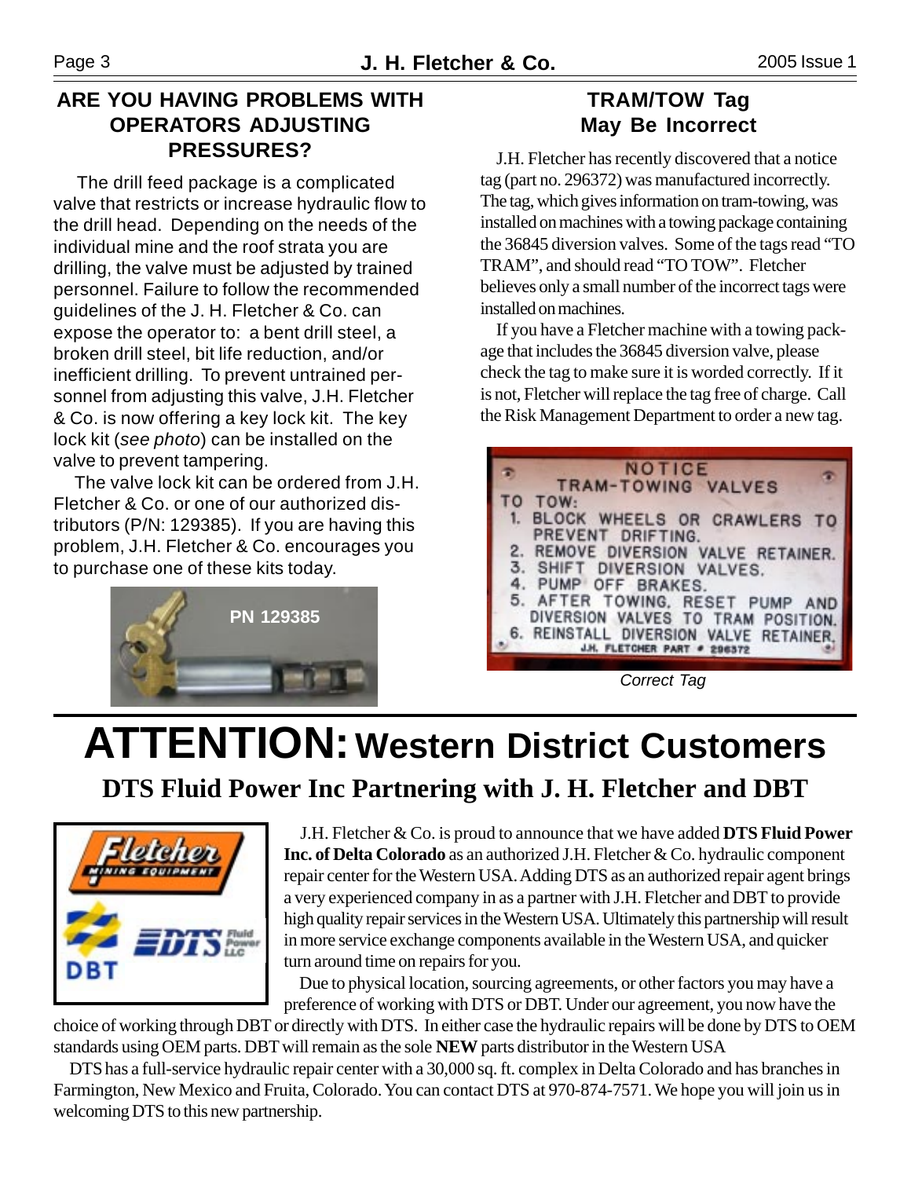## ARE YOU HAVING PROBLEMS WITH OPERATORS ADJUSTING PRESSURES?

The drill feed package is a complicated valve that restricts or increase hydraulic flow to the drill head. Depending on the needs of the individual mine and the roof strata you are drilling, the valve must be adjusted by trained personnel. Failure to follow the recommended guidelines of the J. H. Fletcher & Co. can expose the operator to: a bent drill steel, a broken drill steel, bit life reduction, and/or inefficient drilling. To prevent untrained personnel from adjusting this valve, J.H. Fletcher & Co. is now offering a key lock kit. The key lock kit (*see photo*) can be installed on the valve to prevent tampering.

The valve lock kit can be ordered from J.H. Fletcher & Co. or one of our authorized distributors (P/N: 129385). If you are having this problem, J.H. Fletcher & Co. encourages you to purchase one of these kits today.

PN 129385

## TRAM/TOW Tag May Be Incorrect

J.H. Fletcher has recently discovered that a notice tag (part no. 296372) was manufactured incorrectly. The tag, which gives information on tram-towing, was installed on machines with a towing package containing the 36845 diversion valves. Some of the tags read "TO TRAM", and should read "TO TOW". Fletcher believes only a small number of the incorrect tags were installed on machines.

If you have a Fletcher machine with a towing package that includes the 36845 diversion valve, please check the tag to make sure it is worded correctly. If it is not, Fletcher will replace the tag free of charge. Call the Risk Management Department to order a new tag.

NOTICE
TRAM-TOWING VALVES
TO TOW:
1. BLOCK WHEELS OR CRAWLERS TO PREVENT DRIFTING.
2. REMOVE DIVERSION VALVE RETAINER.
3. SHIFT DIVERSION VALVES.
4. PUMP OFF BRAKES.
5. AFTER TOWING, RESET PUMP AND DIVERSION VALVES TO TRAM POSITION.
6. REINSTALL DIVERSION VALVE RETAINER.
J.H. FLETCHER PART # 296372

*Correct Tag*

# ATTENTION: Western District Customers

## DTS Fluid Power Inc Partnering with J. H. Fletcher and DBT

J.H. Fletcher & Co. is proud to announce that we have added **DTS Fluid Power Inc. of Delta Colorado** as an authorized J.H. Fletcher & Co. hydraulic component repair center for the Western USA. Adding DTS as an authorized repair agent brings a very experienced company in as a partner with J.H. Fletcher and DBT to provide high quality repair services in the Western USA. Ultimately this partnership will result in more service exchange components available in the Western USA, and quicker turn around time on repairs for you.

Due to physical location, sourcing agreements, or other factors you may have a preference of working with DTS or DBT. Under our agreement, you now have the choice of working through DBT or directly with DTS. In either case the hydraulic repairs will be done by DTS to OEM standards using OEM parts. DBT will remain as the sole **NEW** parts distributor in the Western USA

DTS has a full-service hydraulic repair center with a 30,000 sq. ft. complex in Delta Colorado and has branches in Farmington, New Mexico and Fruita, Colorado. You can contact DTS at 970-874-7571. We hope you will join us in welcoming DTS to this new partnership.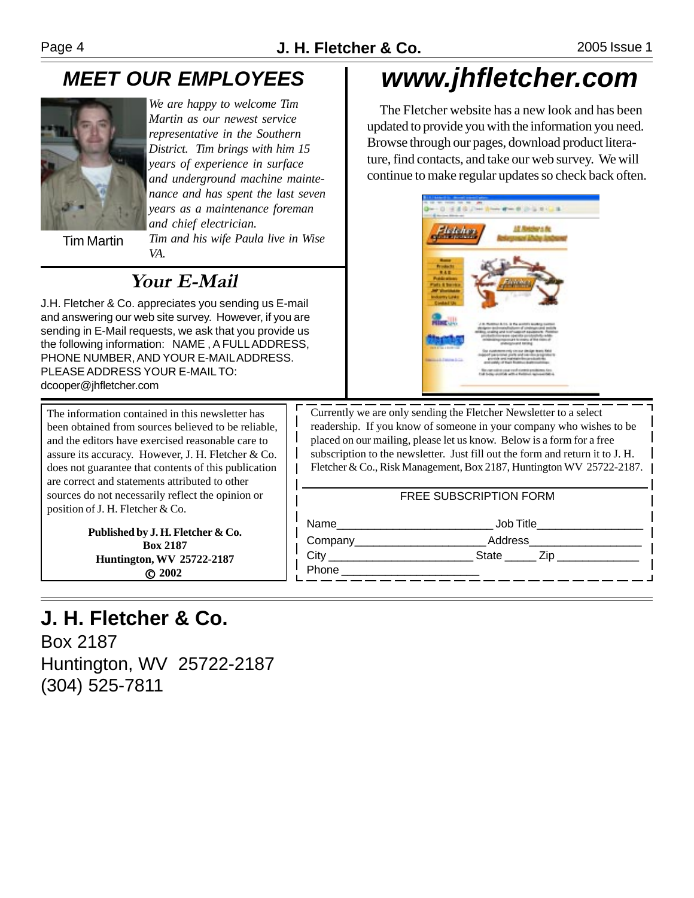## MEET OUR EMPLOYEES

*We are happy to welcome Tim Martin as our newest service representative in the Southern District. Tim brings with him 15 years of experience in surface and underground machine maintenance and has spent the last seven years as a maintenance foreman and chief electrician.*

*Tim and his wife Paula live in Wise VA.*

Tim Martin

## Your E-Mail

J.H. Fletcher & Co. appreciates you sending us E-mail and answering our web site survey. However, if you are sending in E-Mail requests, we ask that you provide us the following information: NAME , A FULL ADDRESS, PHONE NUMBER, AND YOUR E-MAIL ADDRESS. PLEASE ADDRESS YOUR E-MAIL TO: dcooper@jhfletcher.com

## www.jhfletcher.com

The Fletcher website has a new look and has been updated to provide you with the information you need. Browse through our pages, download product literature, find contacts, and take our web survey. We will continue to make regular updates so check back often.

The information contained in this newsletter has been obtained from sources believed to be reliable, and the editors have exercised reasonable care to assure its accuracy. However, J. H. Fletcher & Co. does not guarantee that contents of this publication are correct and statements attributed to other sources do not necessarily reflect the opinion or position of J. H. Fletcher & Co.

**Published by J. H. Fletcher & Co.**
**Box 2187**
**Huntington, WV 25722-2187**
**© 2002**

Currently we are only sending the Fletcher Newsletter to a select readership. If you know of someone in your company who wishes to be placed on our mailing, please let us know. Below is a form for a free subscription to the newsletter. Just fill out the form and return it to J. H. Fletcher & Co., Risk Management, Box 2187, Huntington WV 25722-2187.

FREE SUBSCRIPTION FORM

Name_________________________ Job Title_________________

Company_____________________ Address__________________

City _______________________ State _____ Zip _____________

Phone ______________________

**J. H. Fletcher & Co.**
Box 2187
Huntington, WV 25722-2187
(304) 525-7811